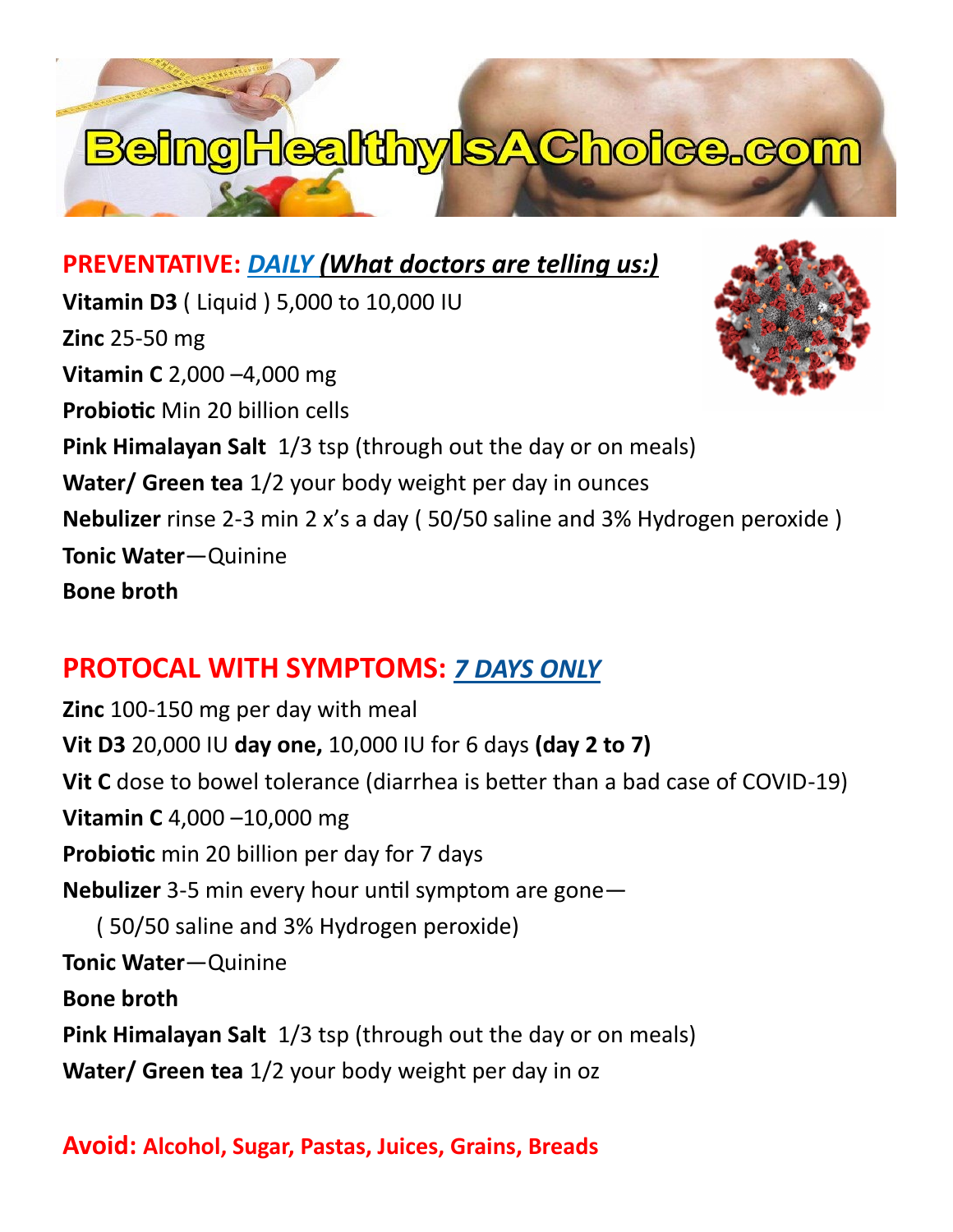# BeingHealthyIsAChoice.com

## PREVENTATIVE: *DAILY (What doctors are telling us:)*

**Vitamin D3** ( Liquid ) 5,000 to 10,000 IU

**Zinc** 25-50 mg

**Vitamin C** 2,000 –4,000 mg

**Probiotic** Min 20 billion cells

**Pink Himalayan Salt** 1/3 tsp (through out the day or on meals)

**Water/ Green tea** 1/2 your body weight per day in ounces

**Nebulizer** rinse 2-3 min 2 x's a day ( 50/50 saline and 3% Hydrogen peroxide )

**Tonic Water**—Quinine

**Bone broth**

## PROTOCAL WITH SYMPTOMS: *7 DAYS ONLY*

**Zinc** 100-150 mg per day with meal

**Vit D3** 20,000 IU **day one,** 10,000 IU for 6 days **(day 2 to 7)**

**Vit C** dose to bowel tolerance (diarrhea is better than a bad case of COVID-19)

**Vitamin C** 4,000 –10,000 mg

**Probiotic** min 20 billion per day for 7 days

**Nebulizer** 3-5 min every hour until symptom are gone—

( 50/50 saline and 3% Hydrogen peroxide)

**Tonic Water**—Quinine

**Bone broth**

**Pink Himalayan Salt** 1/3 tsp (through out the day or on meals)

**Water/ Green tea** 1/2 your body weight per day in oz

**Avoid: Alcohol, Sugar, Pastas, Juices, Grains, Breads**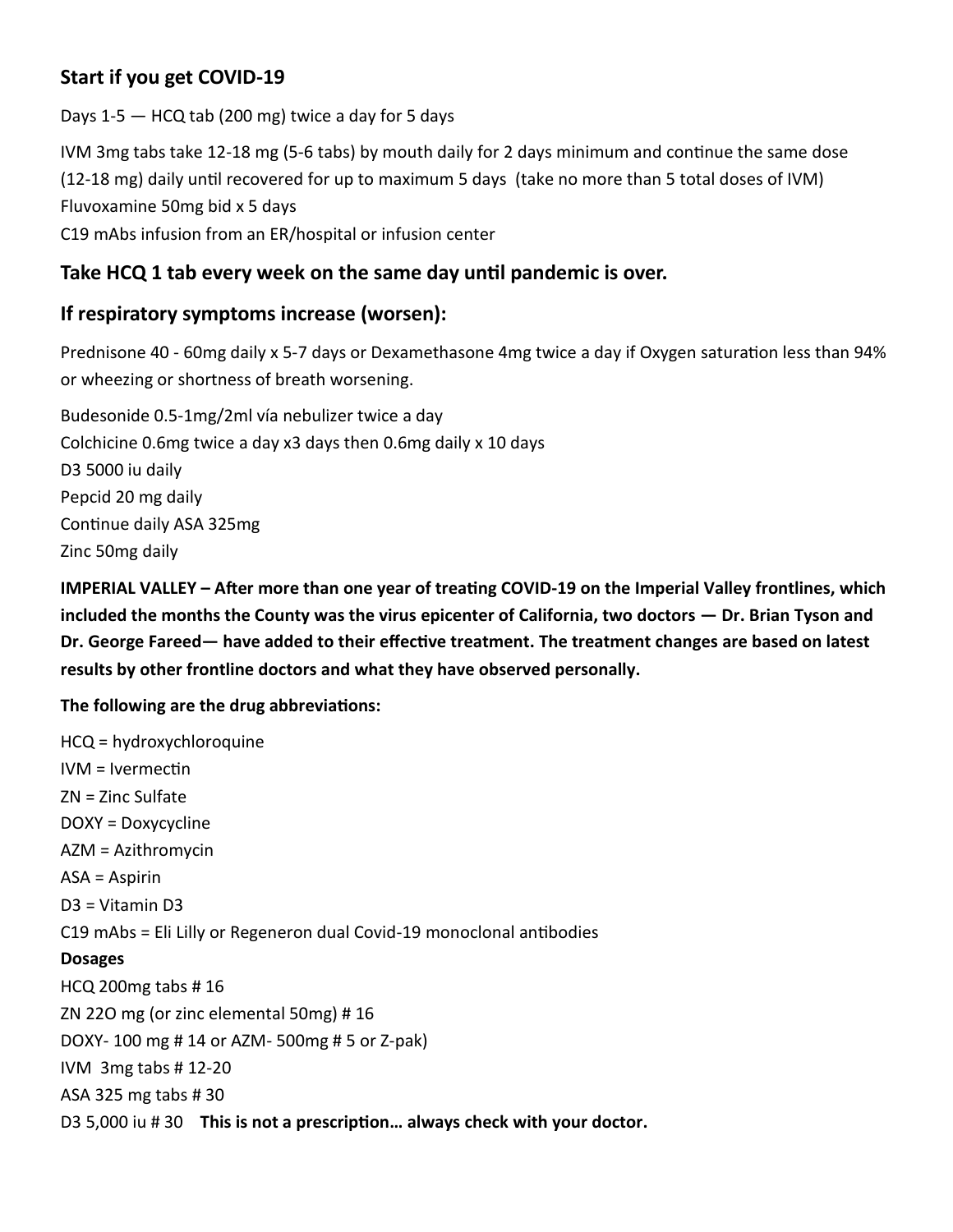## Start if you get COVID-19

Days 1-5 — HCQ tab (200 mg) twice a day for 5 days

IVM 3mg tabs take 12-18 mg (5-6 tabs) by mouth daily for 2 days minimum and continue the same dose (12-18 mg) daily until recovered for up to maximum 5 days (take no more than 5 total doses of IVM)
Fluvoxamine 50mg bid x 5 days
C19 mAbs infusion from an ER/hospital or infusion center

## Take HCQ 1 tab every week on the same day until pandemic is over.

## If respiratory symptoms increase (worsen):

Prednisone 40 - 60mg daily x 5-7 days or Dexamethasone 4mg twice a day if Oxygen saturation less than 94% or wheezing or shortness of breath worsening.

Budesonide 0.5-1mg/2ml vía nebulizer twice a day
Colchicine 0.6mg twice a day x3 days then 0.6mg daily x 10 days
D3 5000 iu daily
Pepcid 20 mg daily
Continue daily ASA 325mg
Zinc 50mg daily

**IMPERIAL VALLEY – After more than one year of treating COVID-19 on the Imperial Valley frontlines, which included the months the County was the virus epicenter of California, two doctors — Dr. Brian Tyson and Dr. George Fareed— have added to their effective treatment. The treatment changes are based on latest results by other frontline doctors and what they have observed personally.**

**The following are the drug abbreviations:**

HCQ = hydroxychloroquine
IVM = Ivermectin
ZN = Zinc Sulfate
DOXY = Doxycycline
AZM = Azithromycin
ASA = Aspirin
D3 = Vitamin D3
C19 mAbs = Eli Lilly or Regeneron dual Covid-19 monoclonal antibodies

**Dosages**

HCQ 200mg tabs # 16
ZN 22O mg (or zinc elemental 50mg) # 16
DOXY- 100 mg # 14 or AZM- 500mg # 5 or Z-pak)
IVM 3mg tabs # 12-20
ASA 325 mg tabs # 30
D3 5,000 iu # 30 **This is not a prescription… always check with your doctor.**